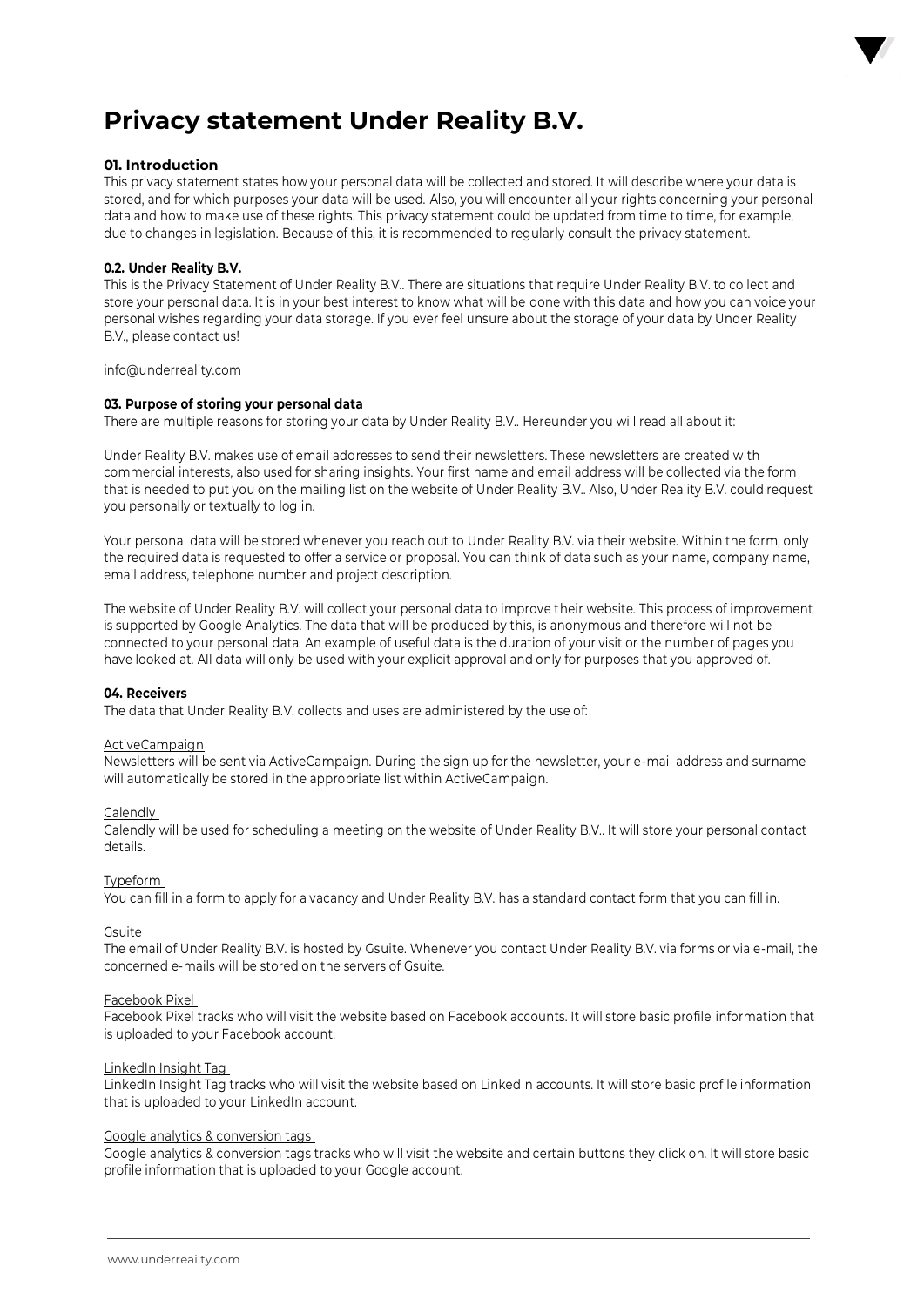# Privacy statement Under Reality B.V.

### 01. Introduction

This privacy statement states how your personal data will be collected and stored. It will describe where your data is stored, and for which purposes your data will be used. Also, you will encounter all your rights concerning your personal data and how to make use of these rights. This privacy statement could be updated from time to time, for example, due to changes in legislation. Because of this, it is recommended to regularly consult the privacy statement.

### 0.2. Under Reality B.V.

This is the Privacy Statement of Under Reality B.V.. There are situations that require Under Reality B.V. to collect and store your personal data. It is in your best interest to know what will be done with this data and how you can voice your personal wishes regarding your data storage. If you ever feel unsure about the storage of your data by Under Reality B.V., please contact us!

info@underreality.com

### 03. Purpose of storing your personal data

There are multiple reasons for storing your data by Under Reality B.V.. Hereunder you will read all about it:

Under Reality B.V. makes use of email addresses to send their newsletters. These newsletters are created with commercial interests, also used for sharing insights. Your first name and email address will be collected via the form that is needed to put you on the mailing list on the website of Under Reality B.V.. Also, Under Reality B.V. could request you personally or textually to log in.

Your personal data will be stored whenever you reach out to Under Reality B.V. via their website. Within the form, only the required data is requested to offer a service or proposal. You can think of data such as your name, company name, email address, telephone number and project description.

The website of Under Reality B.V. will collect your personal data to improve their website. This process of improvement is supported by Google Analytics. The data that will be produced by this, is anonymous and therefore will not be connected to your personal data. An example of useful data is the duration of your visit or the number of pages you have looked at. All data will only be used with your explicit approval and only for purposes that you approved of.

### 04. Receivers

The data that Under Reality B.V. collects and uses are administered by the use of:

ActiveCampaign
Newsletters will be sent via ActiveCampaign. During the sign up for the newsletter, your e-mail address and surname will automatically be stored in the appropriate list within ActiveCampaign.

Calendly
Calendly will be used for scheduling a meeting on the website of Under Reality B.V.. It will store your personal contact details.

Typeform
You can fill in a form to apply for a vacancy and Under Reality B.V. has a standard contact form that you can fill in.

Gsuite
The email of Under Reality B.V. is hosted by Gsuite. Whenever you contact Under Reality B.V. via forms or via e-mail, the concerned e-mails will be stored on the servers of Gsuite.

Facebook Pixel
Facebook Pixel tracks who will visit the website based on Facebook accounts. It will store basic profile information that is uploaded to your Facebook account.

LinkedIn Insight Tag
LinkedIn Insight Tag tracks who will visit the website based on LinkedIn accounts. It will store basic profile information that is uploaded to your LinkedIn account.

Google analytics & conversion tags
Google analytics & conversion tags tracks who will visit the website and certain buttons they click on. It will store basic profile information that is uploaded to your Google account.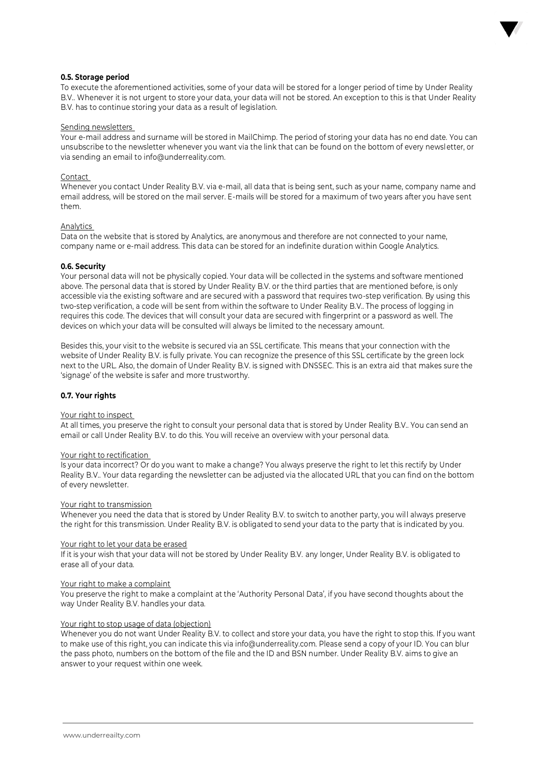### 0.5. Storage period

To execute the aforementioned activities, some of your data will be stored for a longer period of time by Under Reality B.V.. Whenever it is not urgent to store your data, your data will not be stored. An exception to this is that Under Reality B.V. has to continue storing your data as a result of legislation.

Sending newsletters

Your e-mail address and surname will be stored in MailChimp. The period of storing your data has no end date. You can unsubscribe to the newsletter whenever you want via the link that can be found on the bottom of every newsletter, or via sending an email to info@underreality.com.

Contact

Whenever you contact Under Reality B.V. via e-mail, all data that is being sent, such as your name, company name and email address, will be stored on the mail server. E-mails will be stored for a maximum of two years after you have sent them.

Analytics

Data on the website that is stored by Analytics, are anonymous and therefore are not connected to your name, company name or e-mail address. This data can be stored for an indefinite duration within Google Analytics.

### 0.6. Security

Your personal data will not be physically copied. Your data will be collected in the systems and software mentioned above. The personal data that is stored by Under Reality B.V. or the third parties that are mentioned before, is only accessible via the existing software and are secured with a password that requires two-step verification. By using this two-step verification, a code will be sent from within the software to Under Reality B.V.. The process of logging in requires this code. The devices that will consult your data are secured with fingerprint or a password as well. The devices on which your data will be consulted will always be limited to the necessary amount.

Besides this, your visit to the website is secured via an SSL certificate. This means that your connection with the website of Under Reality B.V. is fully private. You can recognize the presence of this SSL certificate by the green lock next to the URL. Also, the domain of Under Reality B.V. is signed with DNSSEC. This is an extra aid that makes sure the 'signage' of the website is safer and more trustworthy.

### 0.7. Your rights

Your right to inspect

At all times, you preserve the right to consult your personal data that is stored by Under Reality B.V.. You can send an email or call Under Reality B.V. to do this. You will receive an overview with your personal data.

Your right to rectification

Is your data incorrect? Or do you want to make a change? You always preserve the right to let this rectify by Under Reality B.V.. Your data regarding the newsletter can be adjusted via the allocated URL that you can find on the bottom of every newsletter.

Your right to transmission

Whenever you need the data that is stored by Under Reality B.V. to switch to another party, you will always preserve the right for this transmission. Under Reality B.V. is obligated to send your data to the party that is indicated by you.

Your right to let your data be erased

If it is your wish that your data will not be stored by Under Reality B.V. any longer, Under Reality B.V. is obligated to erase all of your data.

Your right to make a complaint

You preserve the right to make a complaint at the 'Authority Personal Data', if you have second thoughts about the way Under Reality B.V. handles your data.

Your right to stop usage of data (objection)

Whenever you do not want Under Reality B.V. to collect and store your data, you have the right to stop this. If you want to make use of this right, you can indicate this via info@underreality.com. Please send a copy of your ID. You can blur the pass photo, numbers on the bottom of the file and the ID and BSN number. Under Reality B.V. aims to give an answer to your request within one week.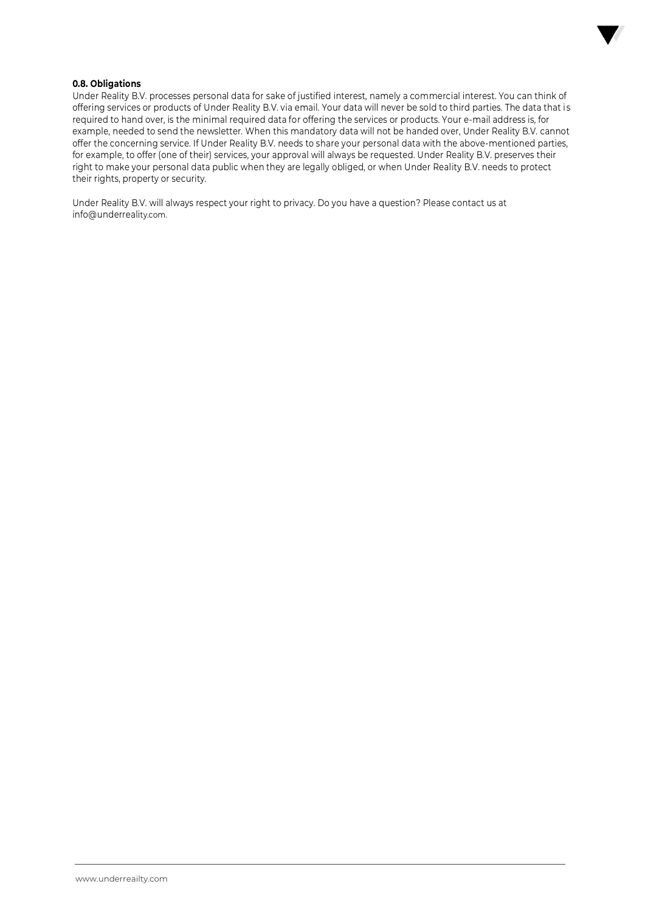**0.8. Obligations**

Under Reality B.V. processes personal data for sake of justified interest, namely a commercial interest. You can think of offering services or products of Under Reality B.V. via email. Your data will never be sold to third parties. The data that is required to hand over, is the minimal required data for offering the services or products. Your e-mail address is, for example, needed to send the newsletter. When this mandatory data will not be handed over, Under Reality B.V. cannot offer the concerning service. If Under Reality B.V. needs to share your personal data with the above-mentioned parties, for example, to offer (one of their) services, your approval will always be requested. Under Reality B.V. preserves their right to make your personal data public when they are legally obliged, or when Under Reality B.V. needs to protect their rights, property or security.

Under Reality B.V. will always respect your right to privacy. Do you have a question? Please contact us at info@underreality.com.